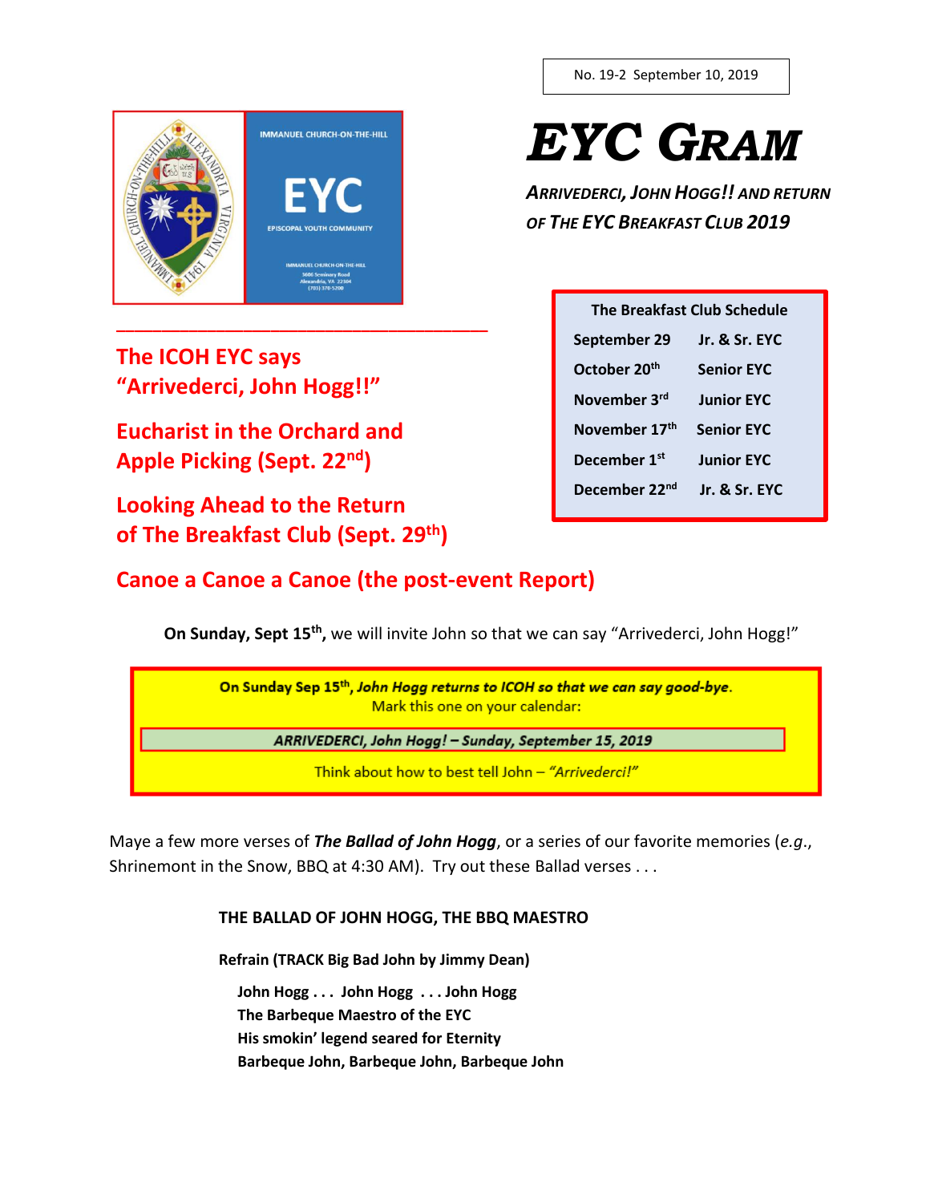No. 19-2 September 10, 2019

# EYC GRAM

***ARRIVEDERCI, JOHN HOGG!! AND RETURN OF THE EYC BREAKFAST CLUB 2019***

IMMANUEL CHURCH-ON-THE-HILL

EYC

EPISCOPAL YOUTH COMMUNITY

IMMANUEL CHURCH-ON-THE-HILL
3606 Seminary Road
Alexandria, VA 22304
(703) 370-5200

| The Breakfast Club Schedule | |
|---|---|
| September 29 | Jr. & Sr. EYC |
| October 20th | Senior EYC |
| November 3rd | Junior EYC |
| November 17th | Senior EYC |
| December 1st | Junior EYC |
| December 22nd | Jr. & Sr. EYC |

---

## The ICOH EYC says "Arrivederci, John Hogg!!"

## Eucharist in the Orchard and Apple Picking (Sept. 22nd)

## Looking Ahead to the Return of The Breakfast Club (Sept. 29th)

## Canoe a Canoe a Canoe (the post-event Report)

**On Sunday, Sept 15th,** we will invite John so that we can say "Arrivederci, John Hogg!"

> **On Sunday Sep 15th, *John Hogg returns to ICOH so that we can say good-bye*.**
> Mark this one on your calendar:
>
> ***ARRIVEDERCI, John Hogg! – Sunday, September 15, 2019***
>
> Think about how to best tell John – *"Arrivederci!"*

Maye a few more verses of ***The Ballad of John Hogg***, or a series of our favorite memories (*e.g.*, Shrinemont in the Snow, BBQ at 4:30 AM). Try out these Ballad verses . . .

**THE BALLAD OF JOHN HOGG, THE BBQ MAESTRO**

**Refrain (TRACK Big Bad John by Jimmy Dean)**

**John Hogg . . . John Hogg . . . John Hogg**
**The Barbeque Maestro of the EYC**
**His smokin' legend seared for Eternity**
**Barbeque John, Barbeque John, Barbeque John**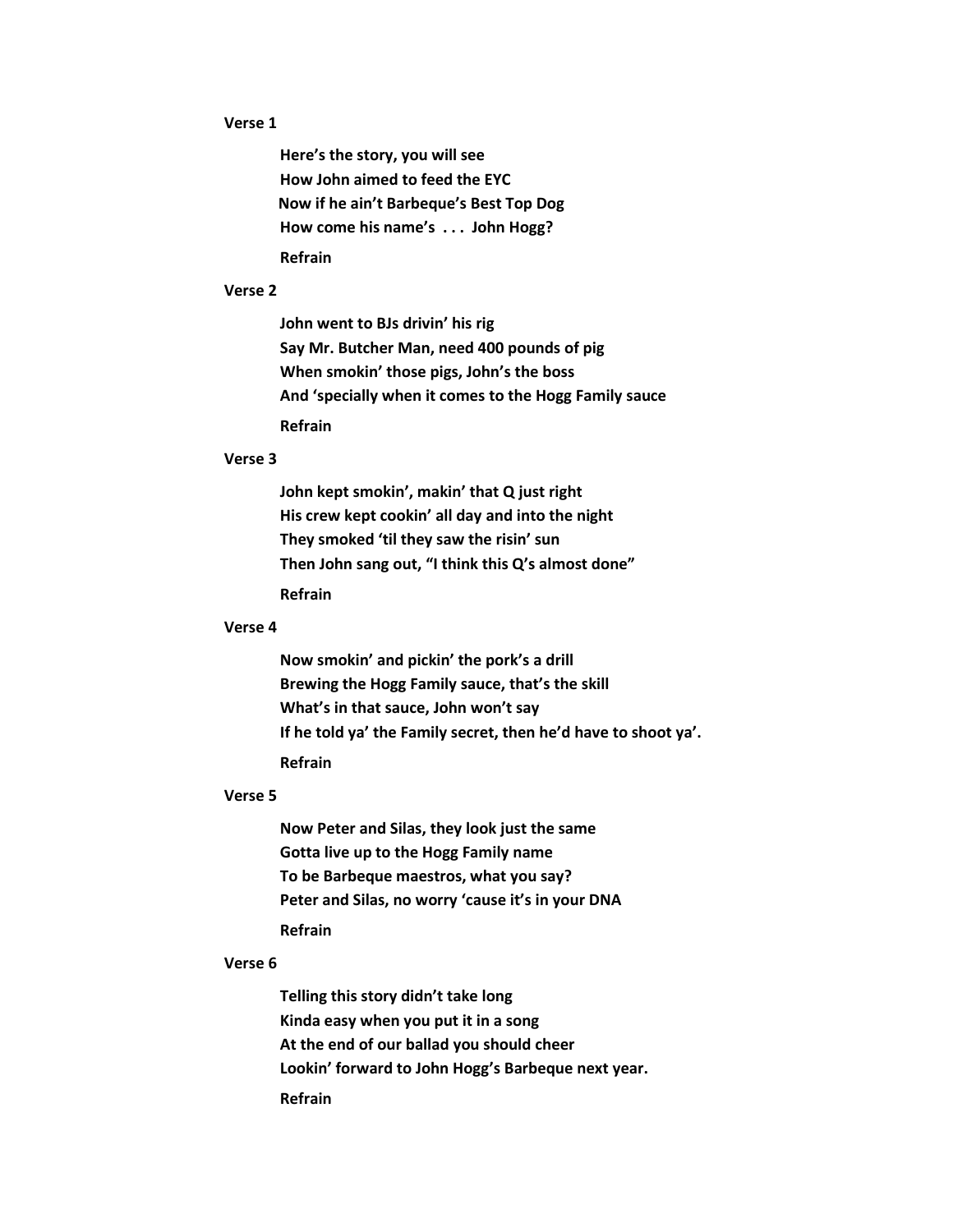**Verse 1**

**Here's the story, you will see**
**How John aimed to feed the EYC**
**Now if he ain't Barbeque's Best Top Dog**
**How come his name's . . . John Hogg?**

**Refrain**

**Verse 2**

**John went to BJs drivin' his rig**
**Say Mr. Butcher Man, need 400 pounds of pig**
**When smokin' those pigs, John's the boss**
**And 'specially when it comes to the Hogg Family sauce**

**Refrain**

**Verse 3**

**John kept smokin', makin' that Q just right**
**His crew kept cookin' all day and into the night**
**They smoked 'til they saw the risin' sun**
**Then John sang out, "I think this Q's almost done"**

**Refrain**

**Verse 4**

**Now smokin' and pickin' the pork's a drill**
**Brewing the Hogg Family sauce, that's the skill**
**What's in that sauce, John won't say**
**If he told ya' the Family secret, then he'd have to shoot ya'.**

**Refrain**

**Verse 5**

**Now Peter and Silas, they look just the same**
**Gotta live up to the Hogg Family name**
**To be Barbeque maestros, what you say?**
**Peter and Silas, no worry 'cause it's in your DNA**

**Refrain**

**Verse 6**

**Telling this story didn't take long**
**Kinda easy when you put it in a song**
**At the end of our ballad you should cheer**
**Lookin' forward to John Hogg's Barbeque next year.**

**Refrain**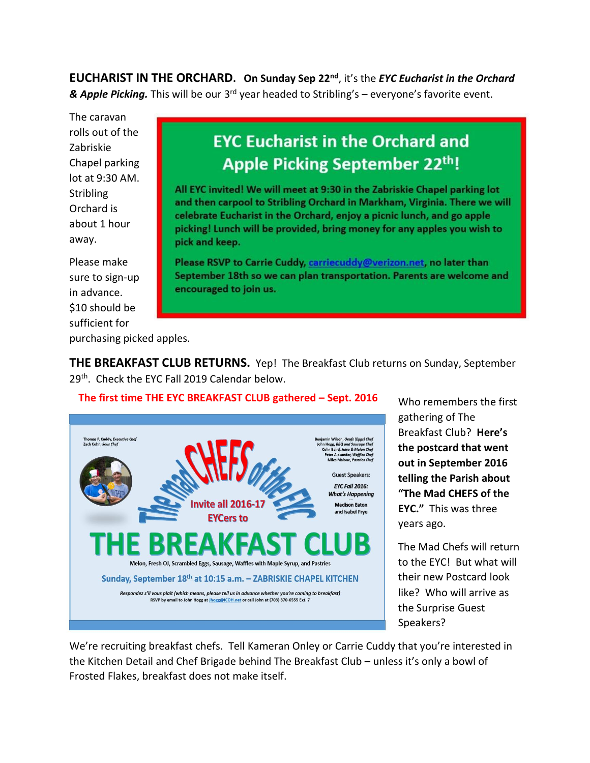**EUCHARIST IN THE ORCHARD.** **On Sunday Sep 22nd**, it's the ***EYC Eucharist in the Orchard & Apple Picking.*** This will be our 3rd year headed to Stribling's – everyone's favorite event.

The caravan rolls out of the Zabriskie Chapel parking lot at 9:30 AM. Stribling Orchard is about 1 hour away.

Please make sure to sign-up in advance. $10 should be sufficient for purchasing picked apples.

## EYC Eucharist in the Orchard and Apple Picking September 22th!

**All EYC invited! We will meet at 9:30 in the Zabriskie Chapel parking lot and then carpool to Stribling Orchard in Markham, Virginia. There we will celebrate Eucharist in the Orchard, enjoy a picnic lunch, and go apple picking! Lunch will be provided, bring money for any apples you wish to pick and keep.**

**Please RSVP to Carrie Cuddy, carriecuddy@verizon.net, no later than September 18th so we can plan transportation. Parents are welcome and encouraged to join us.**

**THE BREAKFAST CLUB RETURNS.** Yep! The Breakfast Club returns on Sunday, September 29th. Check the EYC Fall 2019 Calendar below.

**The first time THE EYC BREAKFAST CLUB gathered – Sept. 2016**

Thomas P. Cuddy, *Executive Chef*
Zach Cohn, *Sous Chef*

Benjamin Wilson, *Oeufs (Eggs) Chef*
John Hogg, *BBQ and Sausage Chef*
Colin Baird, *Juice & Melon Chef*
Peter Alexander, *Waffles Chef*
Miles Malone, *Pastries Chef*

The Mad CHEFS of the EYC

Invite all 2016-17 EYCers to

Guest Speakers:
*EYC Fall 2016: What's Happening*
Madison Eaton and Isabel Frye

# THE BREAKFAST CLUB

Melon, Fresh OJ, Scrambled Eggs, Sausage, Waffles with Maple Syrup, and Pastries

**Sunday, September 18th at 10:15 a.m. – ZABRISKIE CHAPEL KITCHEN**

*Respondez s'il vous plait (which means, please tell us in advance whether you're coming to breakfast)*
RSVP by email to John Hogg at Jhogg@ICOH.net or call John at (703) 370-6555 Ext. 7

Who remembers the first gathering of The Breakfast Club? **Here's the postcard that went out in September 2016 telling the Parish about "The Mad CHEFS of the EYC."** This was three years ago.

The Mad Chefs will return to the EYC! But what will their new Postcard look like? Who will arrive as the Surprise Guest Speakers?

We're recruiting breakfast chefs. Tell Kameran Onley or Carrie Cuddy that you're interested in the Kitchen Detail and Chef Brigade behind The Breakfast Club – unless it's only a bowl of Frosted Flakes, breakfast does not make itself.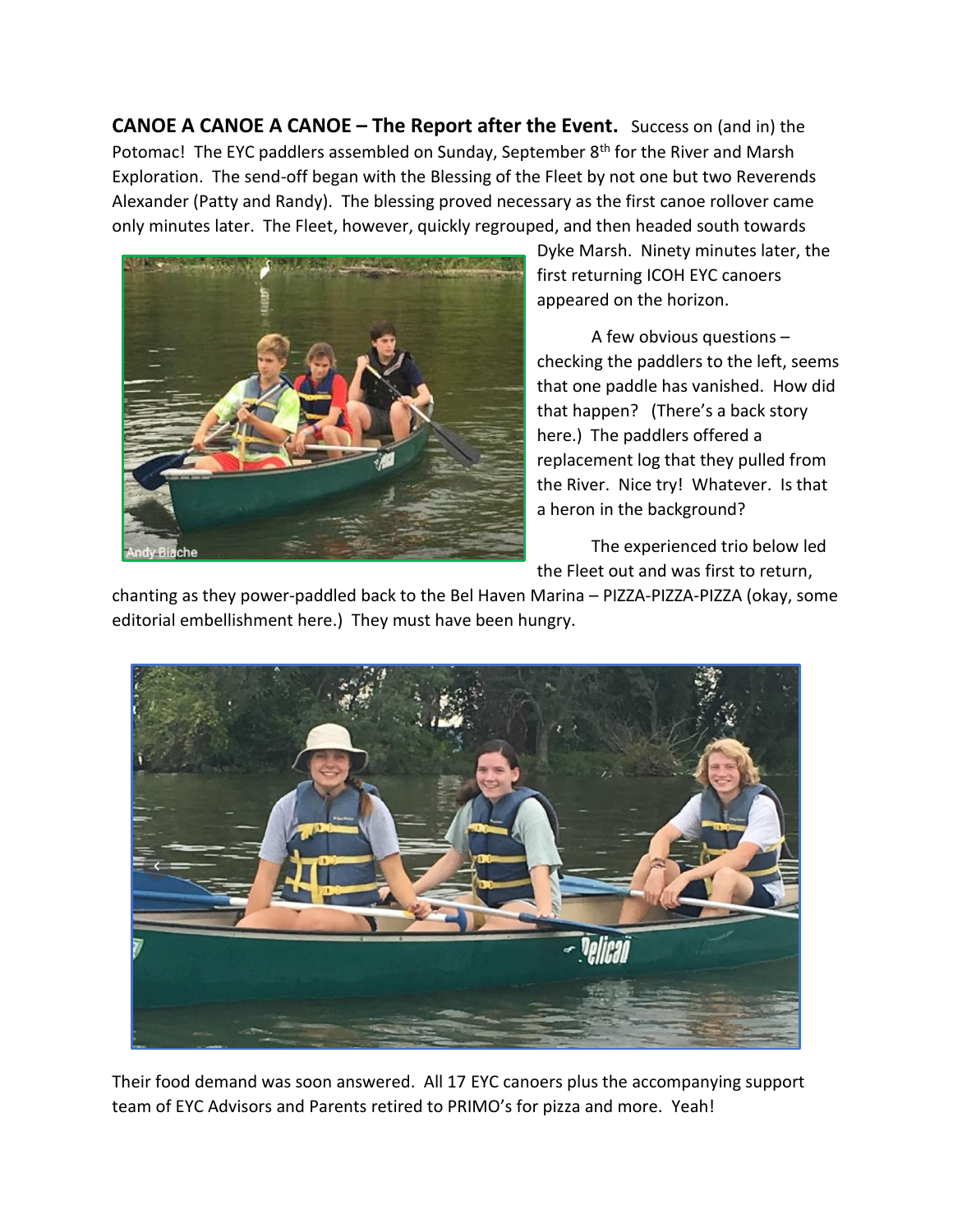**CANOE A CANOE A CANOE – The Report after the Event.** Success on (and in) the Potomac! The EYC paddlers assembled on Sunday, September 8th for the River and Marsh Exploration. The send-off began with the Blessing of the Fleet by not one but two Reverends Alexander (Patty and Randy). The blessing proved necessary as the first canoe rollover came only minutes later. The Fleet, however, quickly regrouped, and then headed south towards Dyke Marsh. Ninety minutes later, the first returning ICOH EYC canoers appeared on the horizon.

A few obvious questions – checking the paddlers to the left, seems that one paddle has vanished. How did that happen? (There's a back story here.) The paddlers offered a replacement log that they pulled from the River. Nice try! Whatever. Is that a heron in the background?

The experienced trio below led the Fleet out and was first to return, chanting as they power-paddled back to the Bel Haven Marina – PIZZA-PIZZA-PIZZA (okay, some editorial embellishment here.) They must have been hungry.

Their food demand was soon answered. All 17 EYC canoers plus the accompanying support team of EYC Advisors and Parents retired to PRIMO's for pizza and more. Yeah!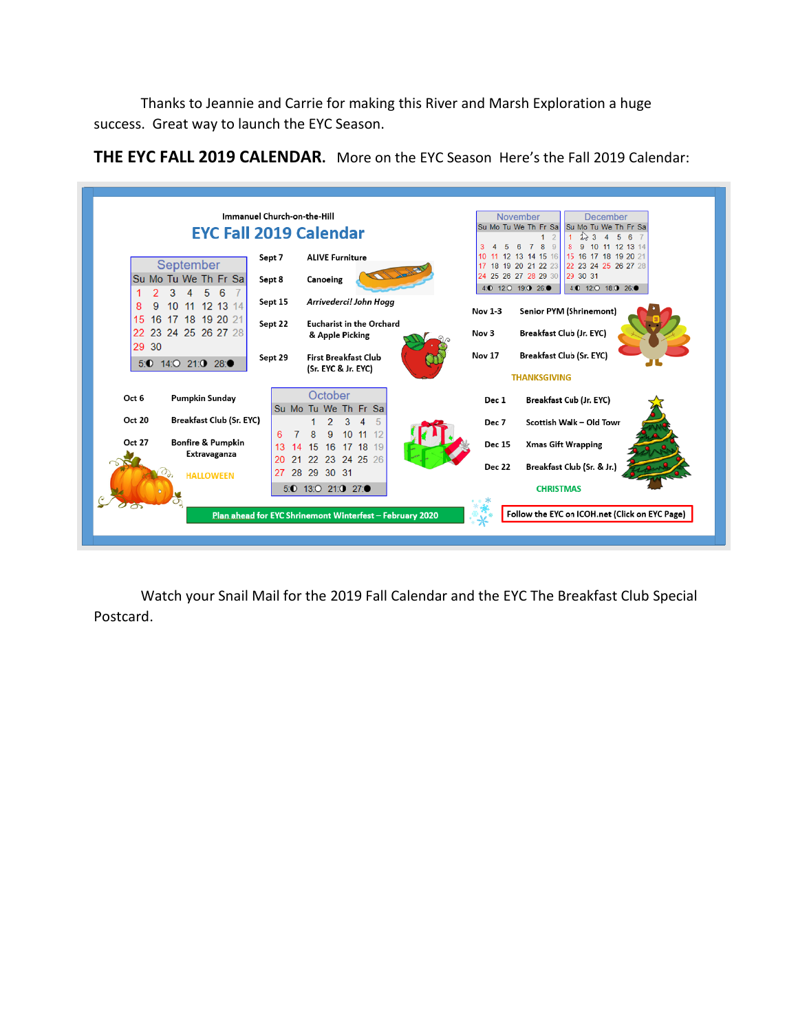Thanks to Jeannie and Carrie for making this River and Marsh Exploration a huge success. Great way to launch the EYC Season.

**THE EYC FALL 2019 CALENDAR.** More on the EYC Season Here's the Fall 2019 Calendar:

Immanuel Church-on-the-Hill

## EYC Fall 2019 Calendar

| Date | Event |
|---|---|
| Sept 7 | ALIVE Furniture |
| Sept 8 | Canoeing |
| Sept 15 | *Arrivederci! John Hogg* |
| Sept 22 | Eucharist in the Orchard & Apple Picking |
| Sept 29 | First Breakfast Club (Sr. EYC & Jr. EYC) |
| Oct 6 | Pumpkin Sunday |
| Oct 20 | Breakfast Club (Sr. EYC) |
| Oct 27 | Bonfire & Pumpkin Extravaganza |
| | HALLOWEEN |
| Nov 1-3 | Senior PYM (Shrinemont) |
| Nov 3 | Breakfast Club (Jr. EYC) |
| Nov 17 | Breakfast Club (Sr. EYC) |
| | THANKSGIVING |
| Dec 1 | Breakfast Cub (Jr. EYC) |
| Dec 7 | Scottish Walk – Old Towr |
| Dec 15 | Xmas Gift Wrapping |
| Dec 22 | Breakfast Club (Sr. & Jr.) |
| | CHRISTMAS |

Plan ahead for EYC Shrinemont Winterfest – February 2020

Follow the EYC on ICOH.net (Click on EYC Page)

Watch your Snail Mail for the 2019 Fall Calendar and the EYC The Breakfast Club Special Postcard.